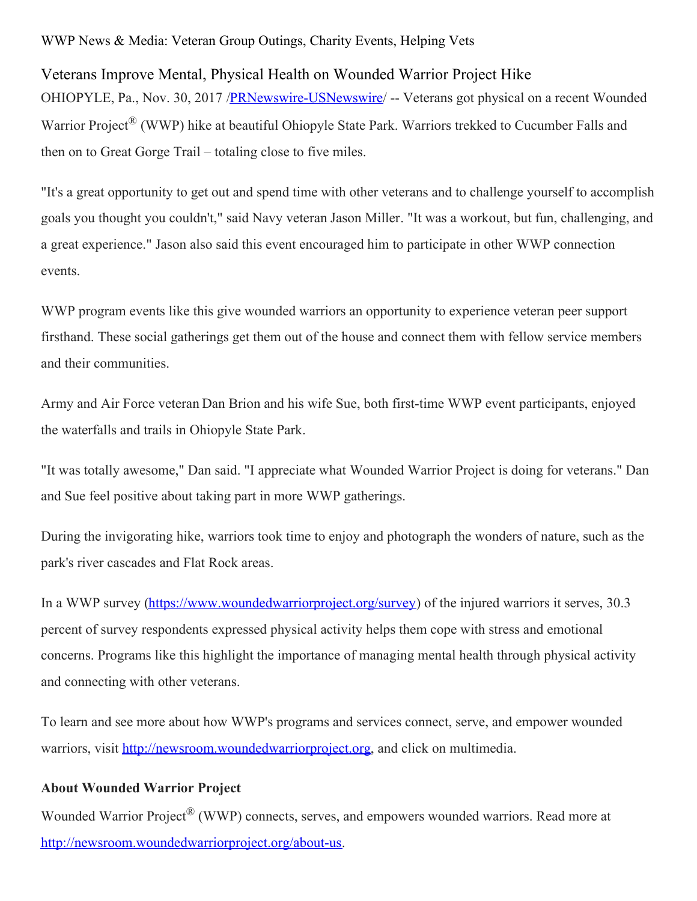WWP News & Media: Veteran Group Outings, Charity Events, Helping Vets

## Veterans Improve Mental, Physical Health on Wounded Warrior Project Hike

OHIOPYLE, Pa., Nov. 30, 2017 /PRNewswire-USNewswire/ -- Veterans got physical on a recent Wounded Warrior Project® (WWP) hike at beautiful Ohiopyle State Park. Warriors trekked to Cucumber Falls and then on to Great Gorge Trail – totaling close to five miles.

"It's a great opportunity to get out and spend time with other veterans and to challenge yourself to accomplish goals you thought you couldn't," said Navy veteran Jason Miller. "It was a workout, but fun, challenging, and a great experience." Jason also said this event encouraged him to participate in other WWP connection events.

WWP program events like this give wounded warriors an opportunity to experience veteran peer support firsthand. These social gatherings get them out of the house and connect them with fellow service members and their communities.

Army and Air Force veteran Dan Brion and his wife Sue, both first-time WWP event participants, enjoyed the waterfalls and trails in Ohiopyle State Park.

"It was totally awesome," Dan said. "I appreciate what Wounded Warrior Project is doing for veterans." Dan and Sue feel positive about taking part in more WWP gatherings.

During the invigorating hike, warriors took time to enjoy and photograph the wonders of nature, such as the park's river cascades and Flat Rock areas.

In a WWP survey (https://www.woundedwarriorproject.org/survey) of the injured warriors it serves, 30.3 percent of survey respondents expressed physical activity helps them cope with stress and emotional concerns. Programs like this highlight the importance of managing mental health through physical activity and connecting with other veterans.

To learn and see more about how WWP's programs and services connect, serve, and empower wounded warriors, visit http://newsroom.woundedwarriorproject.org, and click on multimedia.

**About Wounded Warrior Project**

Wounded Warrior Project® (WWP) connects, serves, and empowers wounded warriors. Read more at http://newsroom.woundedwarriorproject.org/about-us.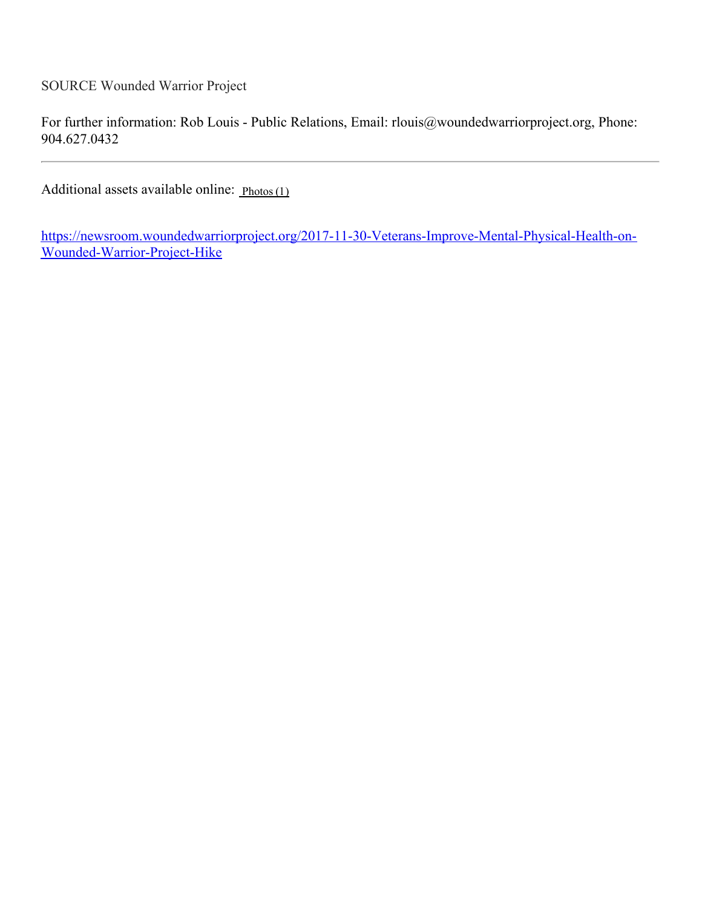SOURCE Wounded Warrior Project

For further information: Rob Louis - Public Relations, Email: rlouis@woundedwarriorproject.org, Phone: 904.627.0432

---

Additional assets available online: [Photos (1)]

[https://newsroom.woundedwarriorproject.org/2017-11-30-Veterans-Improve-Mental-Physical-Health-on-Wounded-Warrior-Project-Hike](https://newsroom.woundedwarriorproject.org/2017-11-30-Veterans-Improve-Mental-Physical-Health-on-Wounded-Warrior-Project-Hike)